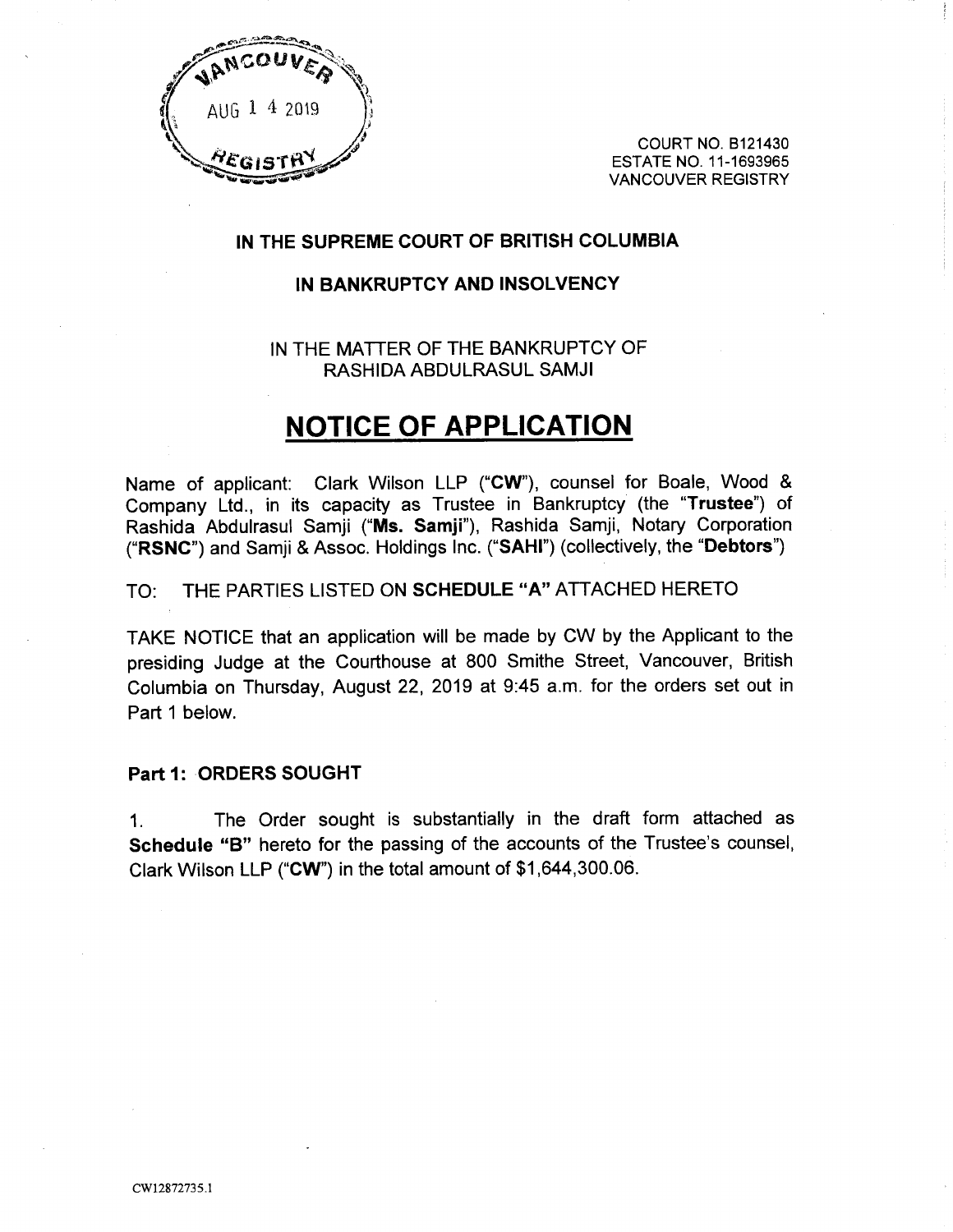VANCOUVER
AUG 1 4 2019
REGISTRY

COURT NO. B121430
ESTATE NO. 11-1693965
VANCOUVER REGISTRY

**IN THE SUPREME COURT OF BRITISH COLUMBIA**

**IN BANKRUPTCY AND INSOLVENCY**

IN THE MATTER OF THE BANKRUPTCY OF
RASHIDA ABDULRASUL SAMJI

# NOTICE OF APPLICATION

Name of applicant: Clark Wilson LLP ("**CW**"), counsel for Boale, Wood & Company Ltd., in its capacity as Trustee in Bankruptcy (the "**Trustee**") of Rashida Abdulrasul Samji ("**Ms. Samji**"), Rashida Samji, Notary Corporation ("**RSNC**") and Samji & Assoc. Holdings Inc. ("**SAHI**") (collectively, the "**Debtors**")

TO: THE PARTIES LISTED ON **SCHEDULE "A"** ATTACHED HERETO

TAKE NOTICE that an application will be made by CW by the Applicant to the presiding Judge at the Courthouse at 800 Smithe Street, Vancouver, British Columbia on Thursday, August 22, 2019 at 9:45 a.m. for the orders set out in Part 1 below.

**Part 1: ORDERS SOUGHT**

1. The Order sought is substantially in the draft form attached as **Schedule "B"** hereto for the passing of the accounts of the Trustee's counsel, Clark Wilson LLP ("**CW**") in the total amount of $1,644,300.06.

CW12872735.1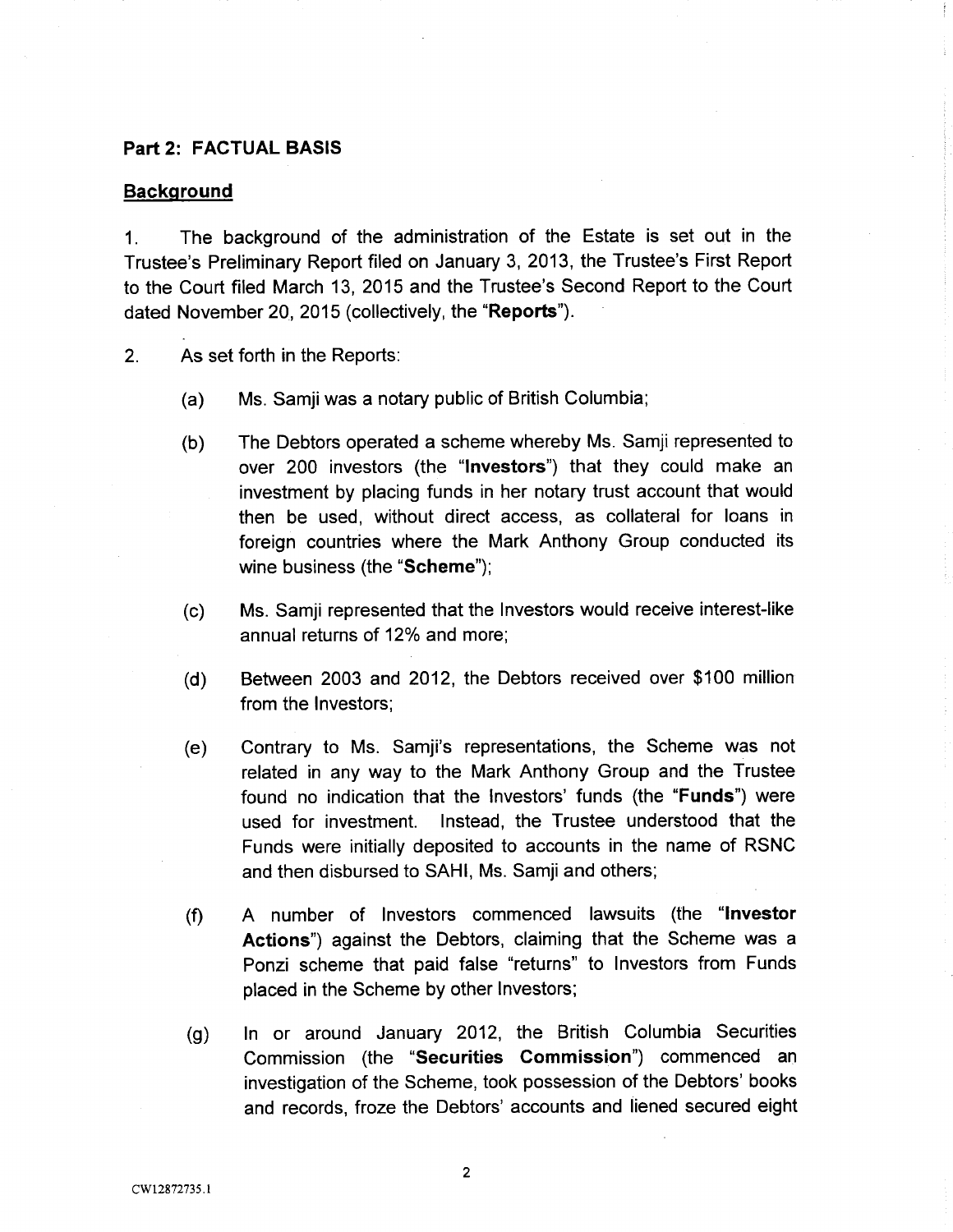## Part 2: FACTUAL BASIS

### Background

1. The background of the administration of the Estate is set out in the Trustee's Preliminary Report filed on January 3, 2013, the Trustee's First Report to the Court filed March 13, 2015 and the Trustee's Second Report to the Court dated November 20, 2015 (collectively, the "**Reports**").

2. As set forth in the Reports:

   (a) Ms. Samji was a notary public of British Columbia;

   (b) The Debtors operated a scheme whereby Ms. Samji represented to over 200 investors (the "**Investors**") that they could make an investment by placing funds in her notary trust account that would then be used, without direct access, as collateral for loans in foreign countries where the Mark Anthony Group conducted its wine business (the "**Scheme**");

   (c) Ms. Samji represented that the Investors would receive interest-like annual returns of 12% and more;

   (d) Between 2003 and 2012, the Debtors received over $100 million from the Investors;

   (e) Contrary to Ms. Samji's representations, the Scheme was not related in any way to the Mark Anthony Group and the Trustee found no indication that the Investors' funds (the "**Funds**") were used for investment. Instead, the Trustee understood that the Funds were initially deposited to accounts in the name of RSNC and then disbursed to SAHI, Ms. Samji and others;

   (f) A number of Investors commenced lawsuits (the "**Investor Actions**") against the Debtors, claiming that the Scheme was a Ponzi scheme that paid false "returns" to Investors from Funds placed in the Scheme by other Investors;

   (g) In or around January 2012, the British Columbia Securities Commission (the "**Securities Commission**") commenced an investigation of the Scheme, took possession of the Debtors' books and records, froze the Debtors' accounts and liened secured eight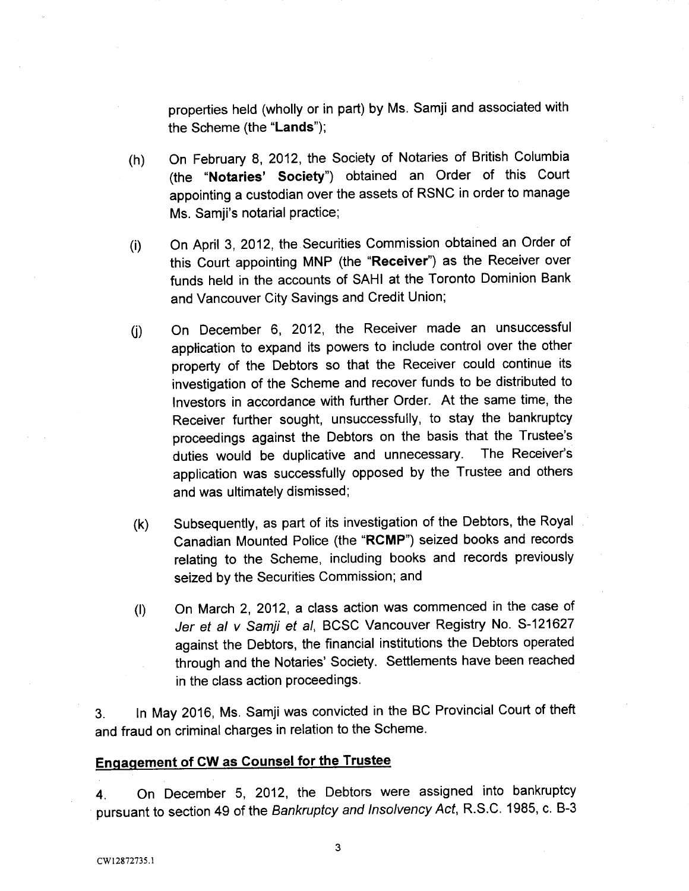properties held (wholly or in part) by Ms. Samji and associated with the Scheme (the "**Lands**");

(h) On February 8, 2012, the Society of Notaries of British Columbia (the "**Notaries' Society**") obtained an Order of this Court appointing a custodian over the assets of RSNC in order to manage Ms. Samji's notarial practice;

(i) On April 3, 2012, the Securities Commission obtained an Order of this Court appointing MNP (the "**Receiver**") as the Receiver over funds held in the accounts of SAHI at the Toronto Dominion Bank and Vancouver City Savings and Credit Union;

(j) On December 6, 2012, the Receiver made an unsuccessful application to expand its powers to include control over the other property of the Debtors so that the Receiver could continue its investigation of the Scheme and recover funds to be distributed to Investors in accordance with further Order. At the same time, the Receiver further sought, unsuccessfully, to stay the bankruptcy proceedings against the Debtors on the basis that the Trustee's duties would be duplicative and unnecessary. The Receiver's application was successfully opposed by the Trustee and others and was ultimately dismissed;

(k) Subsequently, as part of its investigation of the Debtors, the Royal Canadian Mounted Police (the "**RCMP**") seized books and records relating to the Scheme, including books and records previously seized by the Securities Commission; and

(l) On March 2, 2012, a class action was commenced in the case of *Jer et al v Samji et al*, BCSC Vancouver Registry No. S-121627 against the Debtors, the financial institutions the Debtors operated through and the Notaries' Society. Settlements have been reached in the class action proceedings.

3. In May 2016, Ms. Samji was convicted in the BC Provincial Court of theft and fraud on criminal charges in relation to the Scheme.

## Engagement of CW as Counsel for the Trustee

4. On December 5, 2012, the Debtors were assigned into bankruptcy pursuant to section 49 of the *Bankruptcy and Insolvency Act*, R.S.C. 1985, c. B-3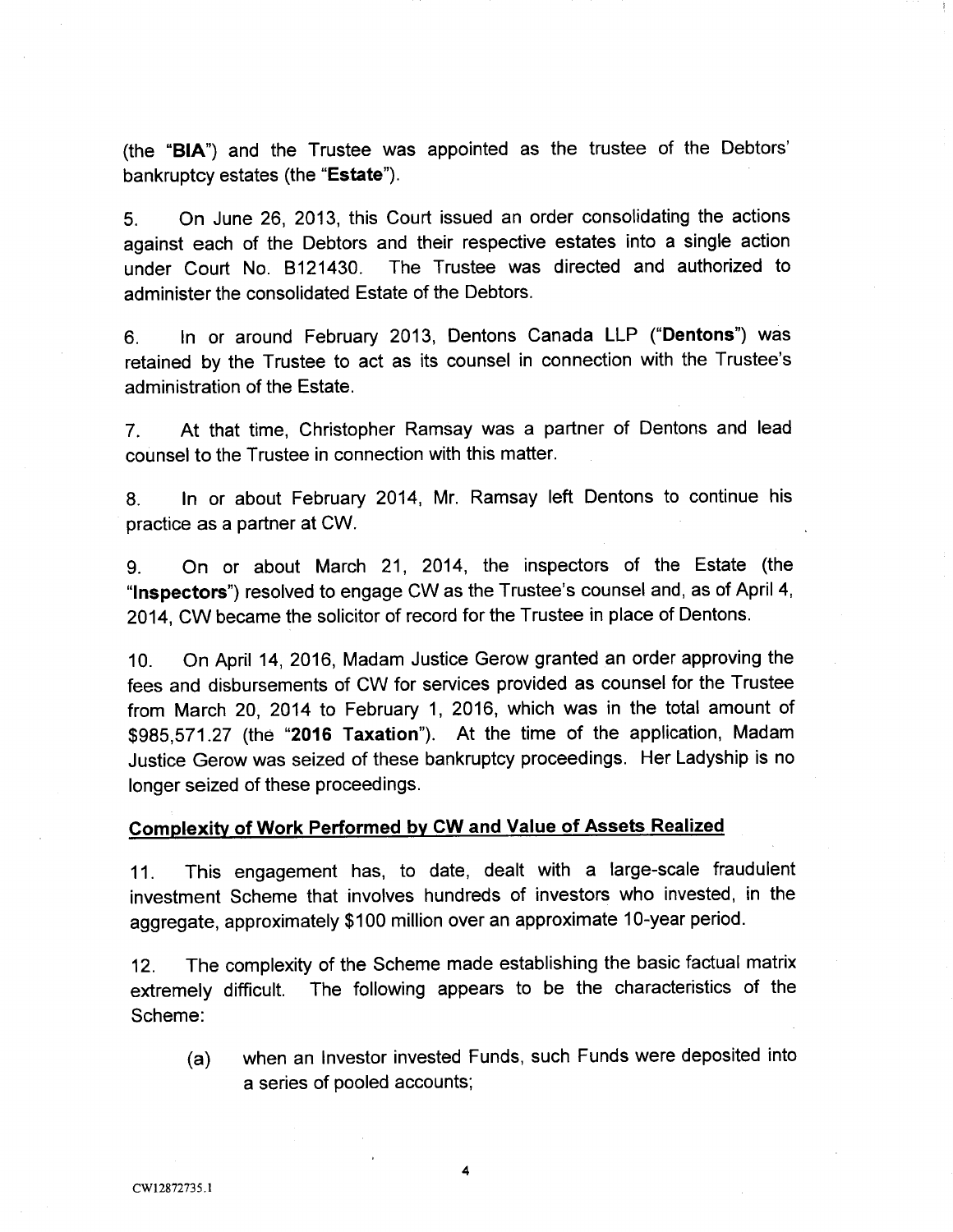(the "**BIA**") and the Trustee was appointed as the trustee of the Debtors' bankruptcy estates (the "**Estate**").

5. On June 26, 2013, this Court issued an order consolidating the actions against each of the Debtors and their respective estates into a single action under Court No. B121430. The Trustee was directed and authorized to administer the consolidated Estate of the Debtors.

6. In or around February 2013, Dentons Canada LLP ("**Dentons**") was retained by the Trustee to act as its counsel in connection with the Trustee's administration of the Estate.

7. At that time, Christopher Ramsay was a partner of Dentons and lead counsel to the Trustee in connection with this matter.

8. In or about February 2014, Mr. Ramsay left Dentons to continue his practice as a partner at CW.

9. On or about March 21, 2014, the inspectors of the Estate (the "**Inspectors**") resolved to engage CW as the Trustee's counsel and, as of April 4, 2014, CW became the solicitor of record for the Trustee in place of Dentons.

10. On April 14, 2016, Madam Justice Gerow granted an order approving the fees and disbursements of CW for services provided as counsel for the Trustee from March 20, 2014 to February 1, 2016, which was in the total amount of $985,571.27 (the "**2016 Taxation**"). At the time of the application, Madam Justice Gerow was seized of these bankruptcy proceedings. Her Ladyship is no longer seized of these proceedings.

## Complexity of Work Performed by CW and Value of Assets Realized

11. This engagement has, to date, dealt with a large-scale fraudulent investment Scheme that involves hundreds of investors who invested, in the aggregate, approximately $100 million over an approximate 10-year period.

12. The complexity of the Scheme made establishing the basic factual matrix extremely difficult. The following appears to be the characteristics of the Scheme:

(a) when an Investor invested Funds, such Funds were deposited into a series of pooled accounts;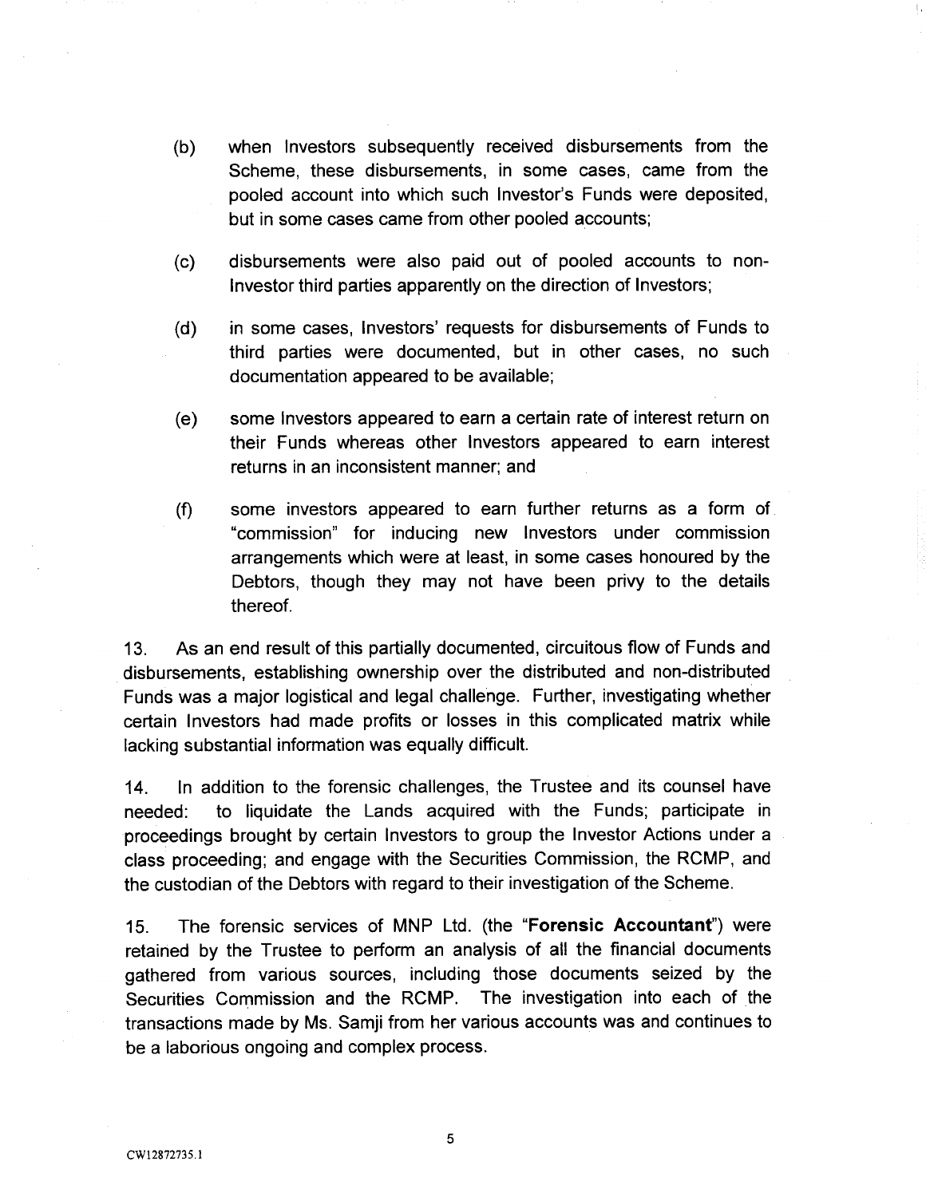(b) when Investors subsequently received disbursements from the Scheme, these disbursements, in some cases, came from the pooled account into which such Investor's Funds were deposited, but in some cases came from other pooled accounts;

(c) disbursements were also paid out of pooled accounts to non-Investor third parties apparently on the direction of Investors;

(d) in some cases, Investors' requests for disbursements of Funds to third parties were documented, but in other cases, no such documentation appeared to be available;

(e) some Investors appeared to earn a certain rate of interest return on their Funds whereas other Investors appeared to earn interest returns in an inconsistent manner; and

(f) some investors appeared to earn further returns as a form of "commission" for inducing new Investors under commission arrangements which were at least, in some cases honoured by the Debtors, though they may not have been privy to the details thereof.

13. As an end result of this partially documented, circuitous flow of Funds and disbursements, establishing ownership over the distributed and non-distributed Funds was a major logistical and legal challenge. Further, investigating whether certain Investors had made profits or losses in this complicated matrix while lacking substantial information was equally difficult.

14. In addition to the forensic challenges, the Trustee and its counsel have needed: to liquidate the Lands acquired with the Funds; participate in proceedings brought by certain Investors to group the Investor Actions under a class proceeding; and engage with the Securities Commission, the RCMP, and the custodian of the Debtors with regard to their investigation of the Scheme.

15. The forensic services of MNP Ltd. (the "**Forensic Accountant**") were retained by the Trustee to perform an analysis of all the financial documents gathered from various sources, including those documents seized by the Securities Commission and the RCMP. The investigation into each of the transactions made by Ms. Samji from her various accounts was and continues to be a laborious ongoing and complex process.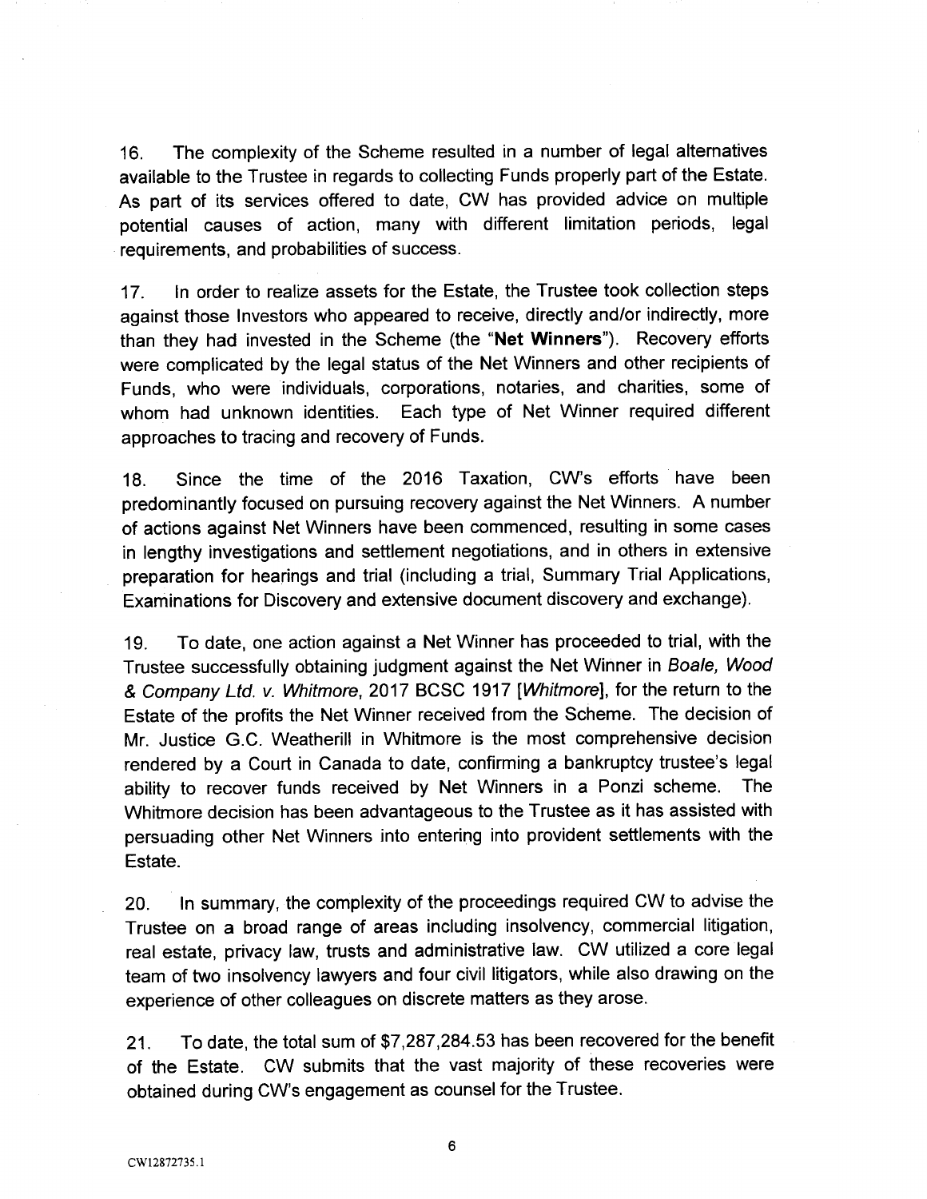16. The complexity of the Scheme resulted in a number of legal alternatives available to the Trustee in regards to collecting Funds properly part of the Estate. As part of its services offered to date, CW has provided advice on multiple potential causes of action, many with different limitation periods, legal requirements, and probabilities of success.

17. In order to realize assets for the Estate, the Trustee took collection steps against those Investors who appeared to receive, directly and/or indirectly, more than they had invested in the Scheme (the "**Net Winners**"). Recovery efforts were complicated by the legal status of the Net Winners and other recipients of Funds, who were individuals, corporations, notaries, and charities, some of whom had unknown identities. Each type of Net Winner required different approaches to tracing and recovery of Funds.

18. Since the time of the 2016 Taxation, CW's efforts have been predominantly focused on pursuing recovery against the Net Winners. A number of actions against Net Winners have been commenced, resulting in some cases in lengthy investigations and settlement negotiations, and in others in extensive preparation for hearings and trial (including a trial, Summary Trial Applications, Examinations for Discovery and extensive document discovery and exchange).

19. To date, one action against a Net Winner has proceeded to trial, with the Trustee successfully obtaining judgment against the Net Winner in *Boale, Wood & Company Ltd. v. Whitmore*, 2017 BCSC 1917 [*Whitmore*], for the return to the Estate of the profits the Net Winner received from the Scheme. The decision of Mr. Justice G.C. Weatherill in Whitmore is the most comprehensive decision rendered by a Court in Canada to date, confirming a bankruptcy trustee's legal ability to recover funds received by Net Winners in a Ponzi scheme. The Whitmore decision has been advantageous to the Trustee as it has assisted with persuading other Net Winners into entering into provident settlements with the Estate.

20. In summary, the complexity of the proceedings required CW to advise the Trustee on a broad range of areas including insolvency, commercial litigation, real estate, privacy law, trusts and administrative law. CW utilized a core legal team of two insolvency lawyers and four civil litigators, while also drawing on the experience of other colleagues on discrete matters as they arose.

21. To date, the total sum of $7,287,284.53 has been recovered for the benefit of the Estate. CW submits that the vast majority of these recoveries were obtained during CW's engagement as counsel for the Trustee.

CW12872735.1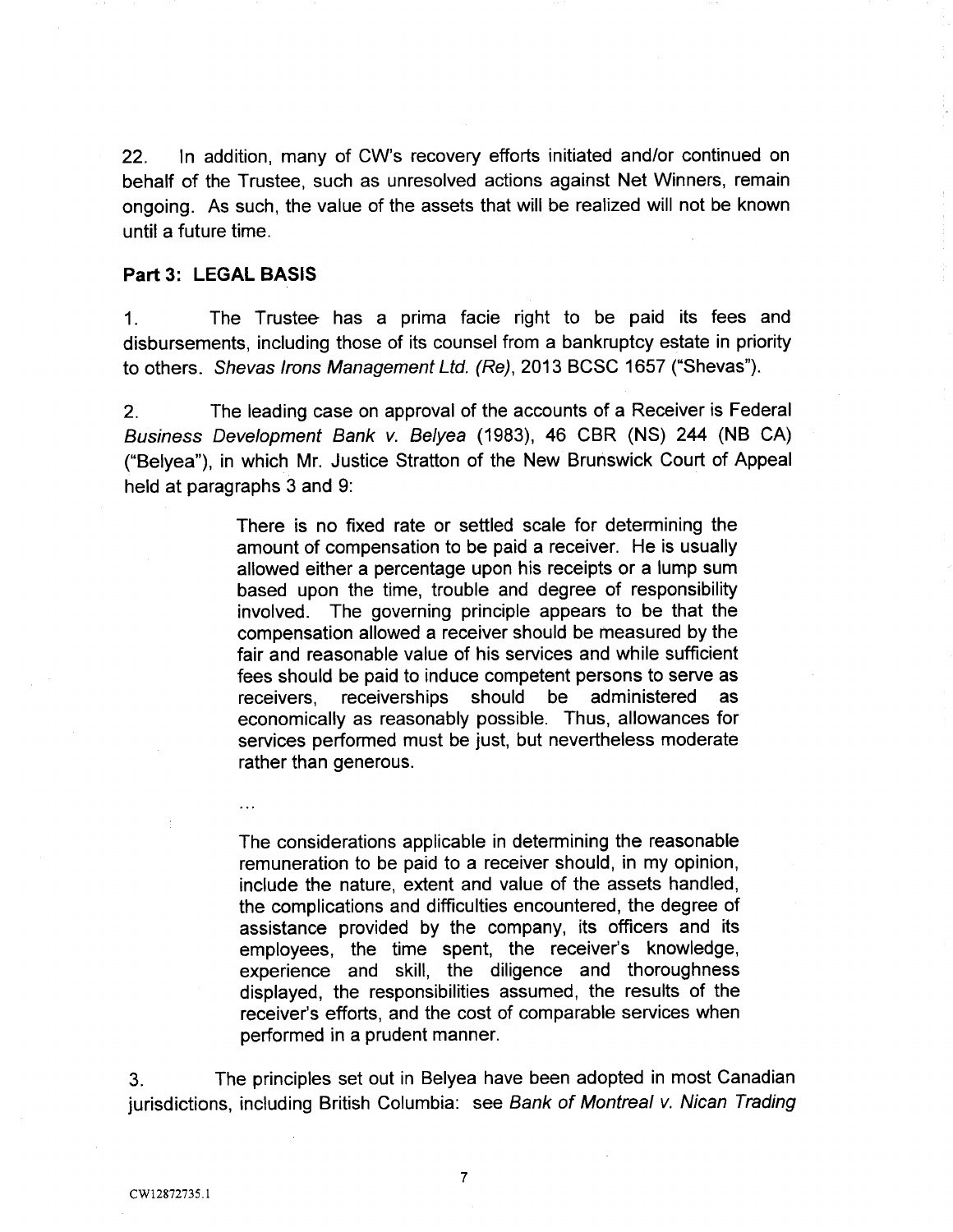22. In addition, many of CW's recovery efforts initiated and/or continued on behalf of the Trustee, such as unresolved actions against Net Winners, remain ongoing. As such, the value of the assets that will be realized will not be known until a future time.

**Part 3: LEGAL BASIS**

1. The Trustee has a prima facie right to be paid its fees and disbursements, including those of its counsel from a bankruptcy estate in priority to others. *Shevas Irons Management Ltd. (Re)*, 2013 BCSC 1657 ("Shevas").

2. The leading case on approval of the accounts of a Receiver is Federal *Business Development Bank v. Belyea* (1983), 46 CBR (NS) 244 (NB CA) ("Belyea"), in which Mr. Justice Stratton of the New Brunswick Court of Appeal held at paragraphs 3 and 9:

> There is no fixed rate or settled scale for determining the amount of compensation to be paid a receiver. He is usually allowed either a percentage upon his receipts or a lump sum based upon the time, trouble and degree of responsibility involved. The governing principle appears to be that the compensation allowed a receiver should be measured by the fair and reasonable value of his services and while sufficient fees should be paid to induce competent persons to serve as receivers, receiverships should be administered as economically as reasonably possible. Thus, allowances for services performed must be just, but nevertheless moderate rather than generous.
>
> ...
>
> The considerations applicable in determining the reasonable remuneration to be paid to a receiver should, in my opinion, include the nature, extent and value of the assets handled, the complications and difficulties encountered, the degree of assistance provided by the company, its officers and its employees, the time spent, the receiver's knowledge, experience and skill, the diligence and thoroughness displayed, the responsibilities assumed, the results of the receiver's efforts, and the cost of comparable services when performed in a prudent manner.

3. The principles set out in Belyea have been adopted in most Canadian jurisdictions, including British Columbia: see *Bank of Montreal v. Nican Trading*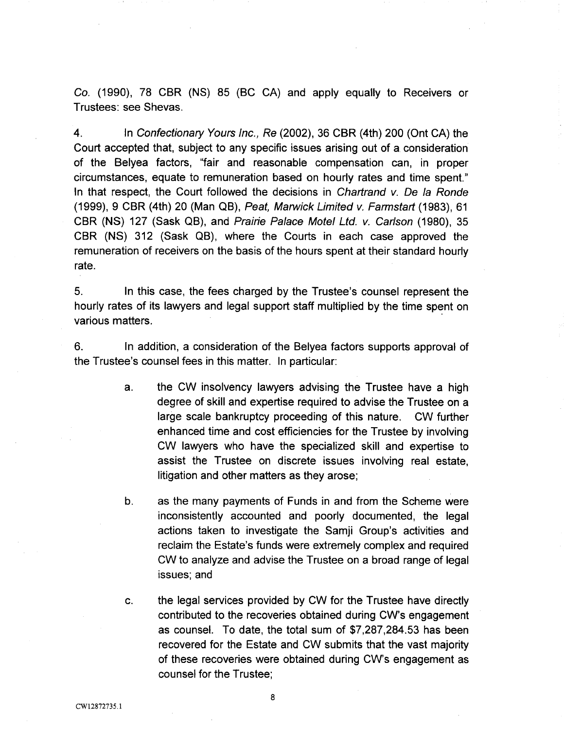*Co.* (1990), 78 CBR (NS) 85 (BC CA) and apply equally to Receivers or Trustees: see Shevas.

4. In *Confectionary Yours Inc., Re* (2002), 36 CBR (4th) 200 (Ont CA) the Court accepted that, subject to any specific issues arising out of a consideration of the Belyea factors, "fair and reasonable compensation can, in proper circumstances, equate to remuneration based on hourly rates and time spent." In that respect, the Court followed the decisions in *Chartrand v. De la Ronde* (1999), 9 CBR (4th) 20 (Man QB), *Peat, Marwick Limited v. Farmstart* (1983), 61 CBR (NS) 127 (Sask QB), and *Prairie Palace Motel Ltd. v. Carlson* (1980), 35 CBR (NS) 312 (Sask QB), where the Courts in each case approved the remuneration of receivers on the basis of the hours spent at their standard hourly rate.

5. In this case, the fees charged by the Trustee's counsel represent the hourly rates of its lawyers and legal support staff multiplied by the time spent on various matters.

6. In addition, a consideration of the Belyea factors supports approval of the Trustee's counsel fees in this matter. In particular:

a. the CW insolvency lawyers advising the Trustee have a high degree of skill and expertise required to advise the Trustee on a large scale bankruptcy proceeding of this nature. CW further enhanced time and cost efficiencies for the Trustee by involving CW lawyers who have the specialized skill and expertise to assist the Trustee on discrete issues involving real estate, litigation and other matters as they arose;

b. as the many payments of Funds in and from the Scheme were inconsistently accounted and poorly documented, the legal actions taken to investigate the Samji Group's activities and reclaim the Estate's funds were extremely complex and required CW to analyze and advise the Trustee on a broad range of legal issues; and

c. the legal services provided by CW for the Trustee have directly contributed to the recoveries obtained during CW's engagement as counsel. To date, the total sum of $7,287,284.53 has been recovered for the Estate and CW submits that the vast majority of these recoveries were obtained during CW's engagement as counsel for the Trustee;

CW12872735.1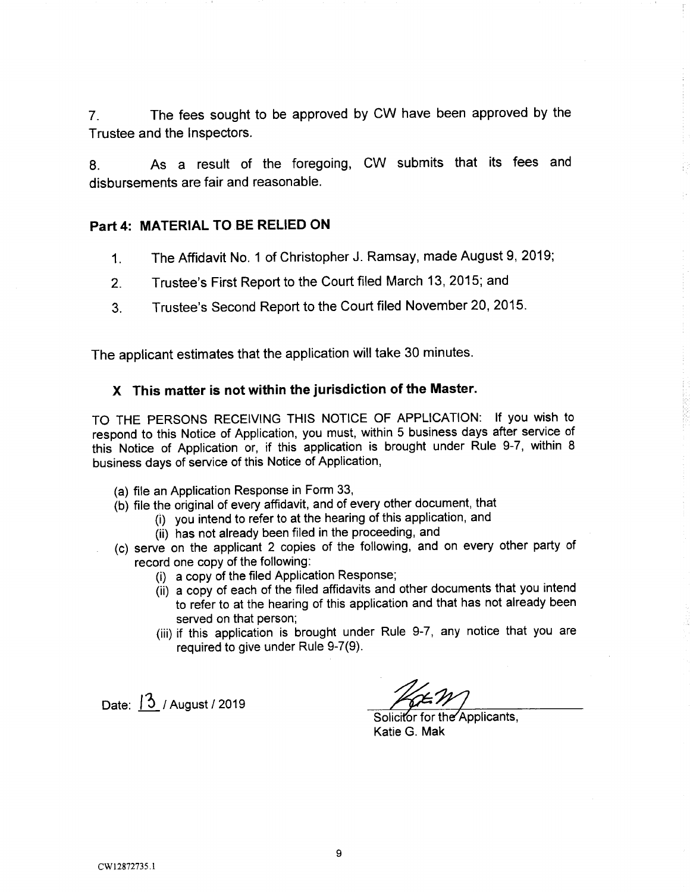7. The fees sought to be approved by CW have been approved by the Trustee and the Inspectors.

8. As a result of the foregoing, CW submits that its fees and disbursements are fair and reasonable.

## Part 4: MATERIAL TO BE RELIED ON

1. The Affidavit No. 1 of Christopher J. Ramsay, made August 9, 2019;
2. Trustee's First Report to the Court filed March 13, 2015; and
3. Trustee's Second Report to the Court filed November 20, 2015.

The applicant estimates that the application will take 30 minutes.

**X This matter is not within the jurisdiction of the Master.**

TO THE PERSONS RECEIVING THIS NOTICE OF APPLICATION: If you wish to respond to this Notice of Application, you must, within 5 business days after service of this Notice of Application or, if this application is brought under Rule 9-7, within 8 business days of service of this Notice of Application,

(a) file an Application Response in Form 33,
(b) file the original of every affidavit, and of every other document, that
    (i) you intend to refer to at the hearing of this application, and
    (ii) has not already been filed in the proceeding, and
(c) serve on the applicant 2 copies of the following, and on every other party of record one copy of the following:
    (i) a copy of the filed Application Response;
    (ii) a copy of each of the filed affidavits and other documents that you intend to refer to at the hearing of this application and that has not already been served on that person;
    (iii) if this application is brought under Rule 9-7, any notice that you are required to give under Rule 9-7(9).

Date: 13 / August / 2019

Solicitor for the Applicants,
Katie G. Mak

CW12872735.1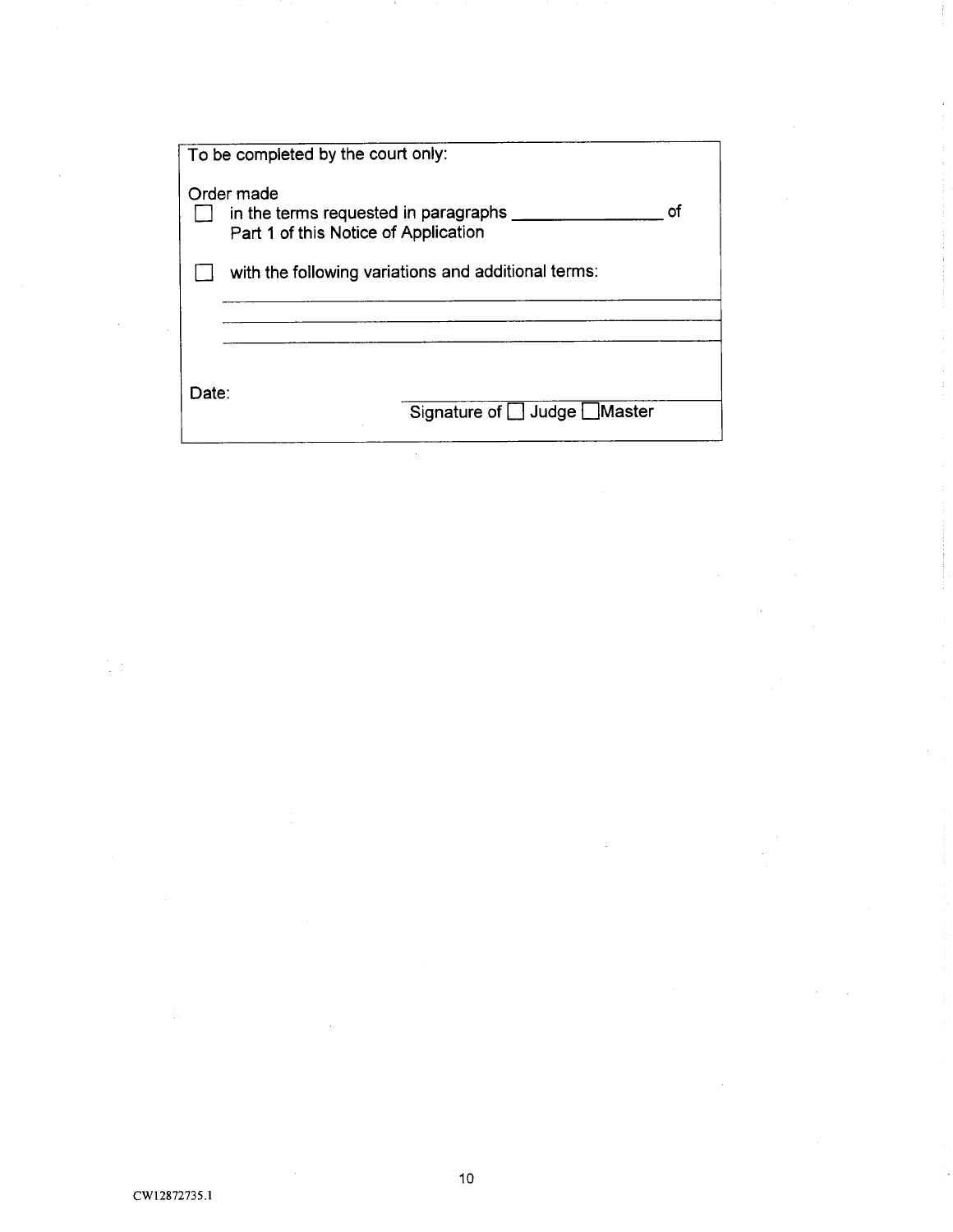To be completed by the court only:

Order made

☐ in the terms requested in paragraphs _______________ of Part 1 of this Notice of Application

☐ with the following variations and additional terms:

_______________________________________________

_______________________________________________

_______________________________________________

Date: _______________________________________________

Signature of ☐ Judge ☐ Master

CW12872735.1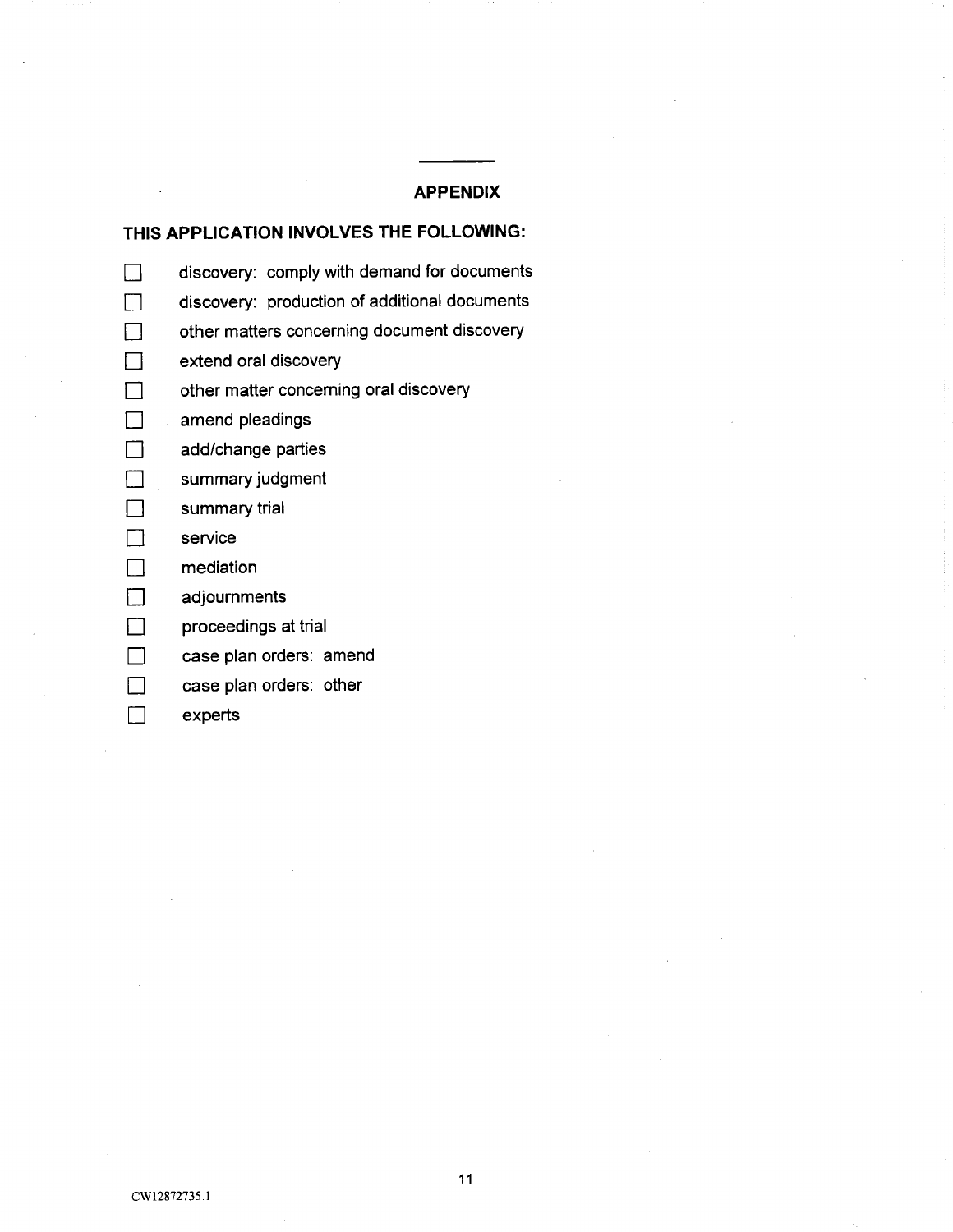## APPENDIX

### THIS APPLICATION INVOLVES THE FOLLOWING:

- [ ] discovery: comply with demand for documents
- [ ] discovery: production of additional documents
- [ ] other matters concerning document discovery
- [ ] extend oral discovery
- [ ] other matter concerning oral discovery
- [ ] amend pleadings
- [ ] add/change parties
- [ ] summary judgment
- [ ] summary trial
- [ ] service
- [ ] mediation
- [ ] adjournments
- [ ] proceedings at trial
- [ ] case plan orders: amend
- [ ] case plan orders: other
- [ ] experts

CW12872735.1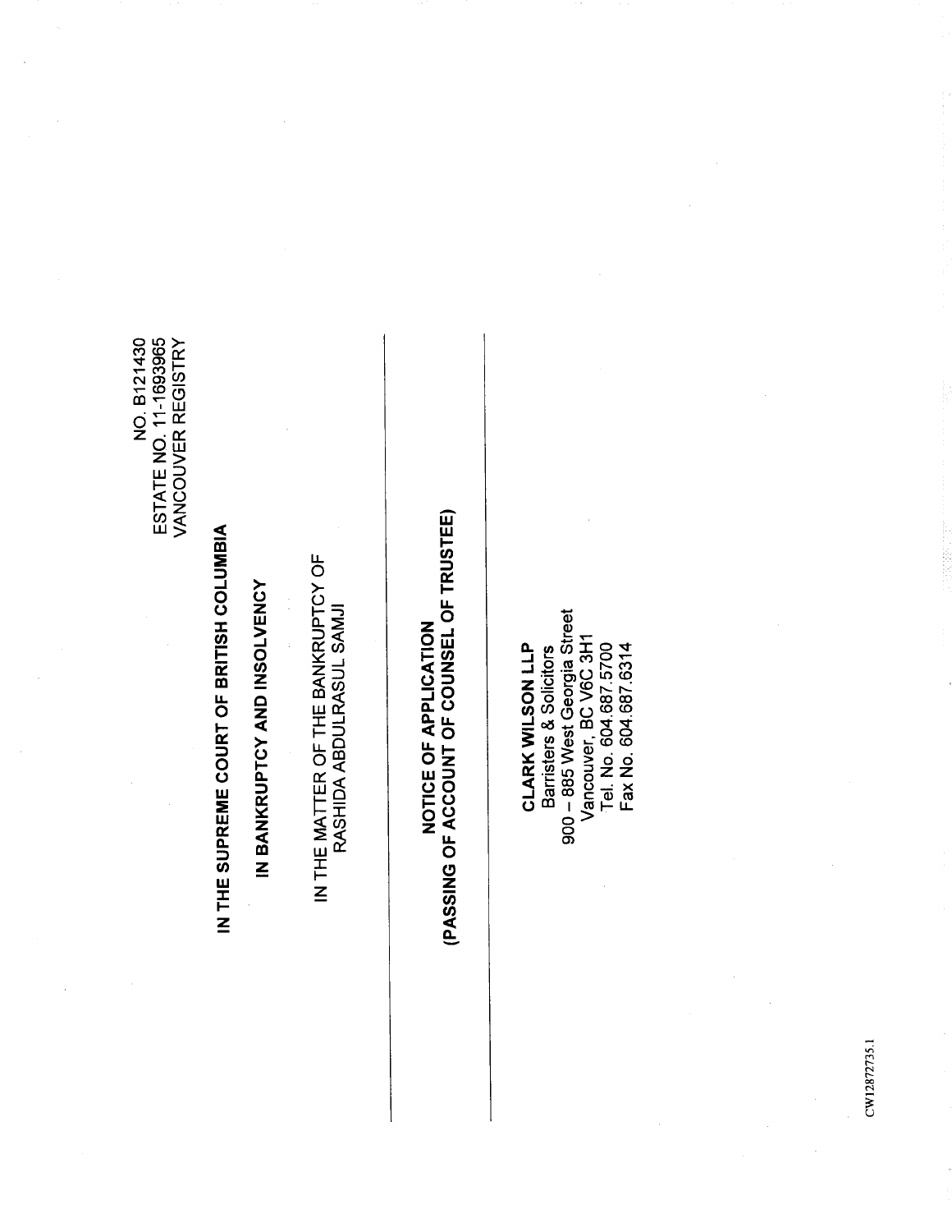NO. B121430
ESTATE NO. 11-1693965
VANCOUVER REGISTRY

**IN THE SUPREME COURT OF BRITISH COLUMBIA**

**IN BANKRUPTCY AND INSOLVENCY**

IN THE MATTER OF THE BANKRUPTCY OF
RASHIDA ABDULRASUL SAMJI

---

**NOTICE OF APPLICATION**
**(PASSING OF ACCOUNT OF COUNSEL OF TRUSTEE)**

---

**CLARK WILSON LLP**
Barristers & Solicitors
900 – 885 West Georgia Street
Vancouver, BC V6C 3H1
Tel. No. 604.687.5700
Fax No. 604.687.6314

CW12872735.1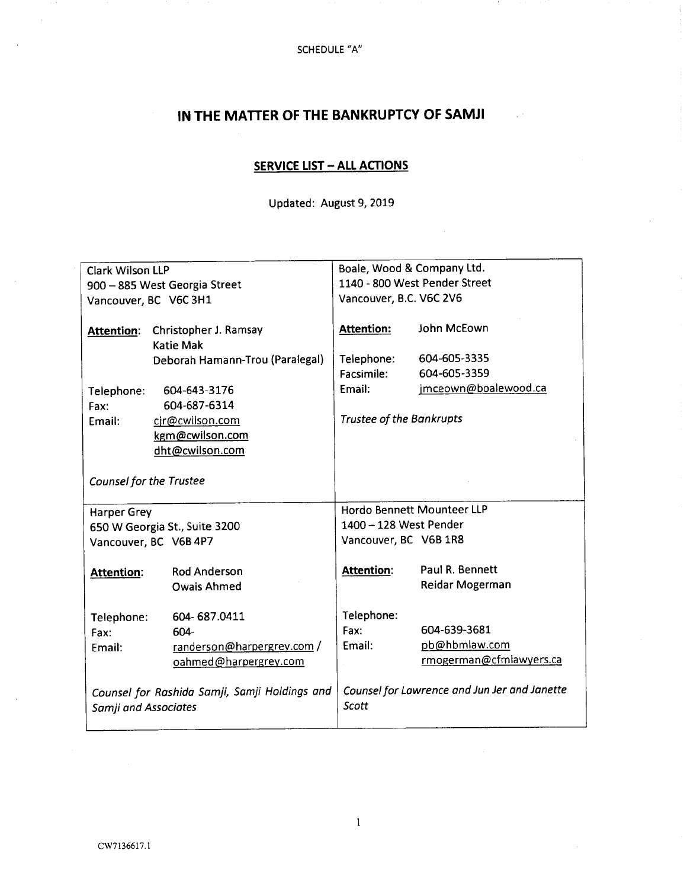SCHEDULE "A"

# IN THE MATTER OF THE BANKRUPTCY OF SAMJI

## SERVICE LIST – ALL ACTIONS

Updated: August 9, 2019

| | |
|---|---|
| Clark Wilson LLP<br>900 – 885 West Georgia Street<br>Vancouver, BC V6C 3H1<br><br>**Attention**: Christopher J. Ramsay<br>Katie Mak<br>Deborah Hamann-Trou (Paralegal)<br><br>Telephone: 604-643-3176<br>Fax: 604-687-6314<br>Email: cjr@cwilson.com<br>kgm@cwilson.com<br>dht@cwilson.com<br><br>*Counsel for the Trustee* | Boale, Wood & Company Ltd.<br>1140 - 800 West Pender Street<br>Vancouver, B.C. V6C 2V6<br><br>**Attention:** John McEown<br><br>Telephone: 604-605-3335<br>Facsimile: 604-605-3359<br>Email: jmceown@boalewood.ca<br><br>*Trustee of the Bankrupts* |
| Harper Grey<br>650 W Georgia St., Suite 3200<br>Vancouver, BC V6B 4P7<br><br>**Attention**: Rod Anderson<br>Owais Ahmed<br><br>Telephone: 604- 687.0411<br>Fax: 604-<br>Email: randerson@harpergrey.com /<br>oahmed@harpergrey.com<br><br>*Counsel for Rashida Samji, Samji Holdings and Samji and Associates* | Hordo Bennett Mounteer LLP<br>1400 – 128 West Pender<br>Vancouver, BC V6B 1R8<br><br>**Attention**: Paul R. Bennett<br>Reidar Mogerman<br><br>Telephone:<br>Fax: 604-639-3681<br>Email: pb@hbmlaw.com<br>rmogerman@cfmlawyers.ca<br><br>*Counsel for Lawrence and Jun Jer and Janette Scott* |

CW7136617.1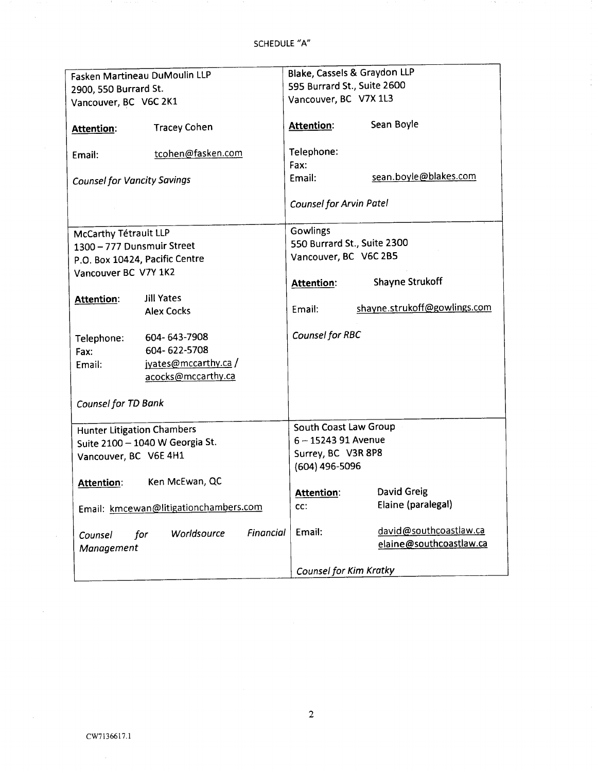SCHEDULE "A"

| | |
|---|---|
| Fasken Martineau DuMoulin LLP<br>2900, 550 Burrard St.<br>Vancouver, BC V6C 2K1<br><br>**Attention**: Tracey Cohen<br><br>Email: tcohen@fasken.com<br><br>*Counsel for Vancity Savings* | Blake, Cassels & Graydon LLP<br>595 Burrard St., Suite 2600<br>Vancouver, BC V7X 1L3<br><br>**Attention**: Sean Boyle<br><br>Telephone:<br>Fax:<br>Email: sean.boyle@blakes.com<br><br>*Counsel for Arvin Patel* |
| McCarthy Tétrault LLP<br>1300 – 777 Dunsmuir Street<br>P.O. Box 10424, Pacific Centre<br>Vancouver BC V7Y 1K2<br><br>**Attention**: Jill Yates<br>Alex Cocks<br><br>Telephone: 604- 643-7908<br>Fax: 604- 622-5708<br>Email: jyates@mccarthy.ca / acocks@mccarthy.ca<br><br>*Counsel for TD Bank* | Gowlings<br>550 Burrard St., Suite 2300<br>Vancouver, BC V6C 2B5<br><br>**Attention**: Shayne Strukoff<br><br>Email: shayne.strukoff@gowlings.com<br><br>*Counsel for RBC* |
| Hunter Litigation Chambers<br>Suite 2100 – 1040 W Georgia St.<br>Vancouver, BC V6E 4H1<br><br>**Attention**: Ken McEwan, QC<br><br>Email: kmcewan@litigationchambers.com<br><br>*Counsel for Worldsource Financial Management* | South Coast Law Group<br>6 – 15243 91 Avenue<br>Surrey, BC V3R 8P8<br>(604) 496-5096<br><br>**Attention**: David Greig<br>cc: Elaine (paralegal)<br><br>Email: david@southcoastlaw.ca<br>elaine@southcoastlaw.ca<br><br>*Counsel for Kim Kratky* |

CW7136617.1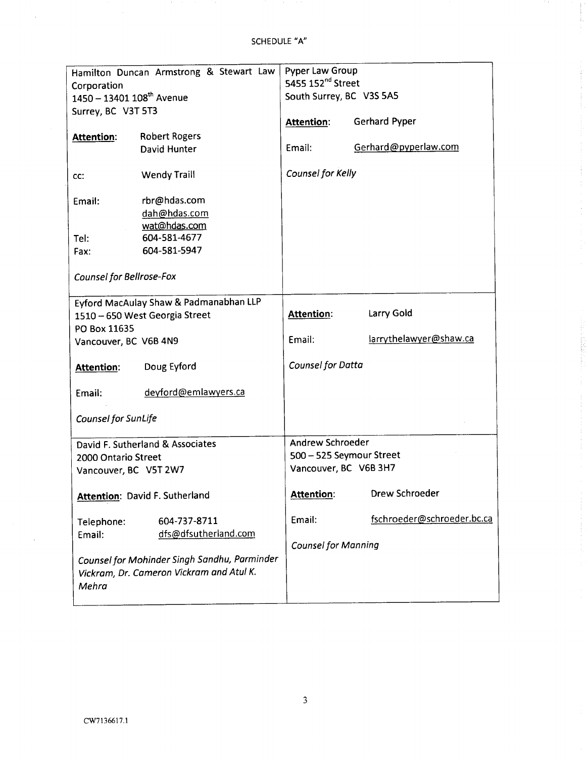SCHEDULE "A"

| | |
|---|---|
| Hamilton Duncan Armstrong & Stewart Law Corporation<br>1450 – 13401 108th Avenue<br>Surrey, BC V3T 5T3<br><br>**Attention**: Robert Rogers<br>David Hunter<br><br>cc: Wendy Traill<br><br>Email: rbr@hdas.com<br>dah@hdas.com<br>wat@hdas.com<br>Tel: 604-581-4677<br>Fax: 604-581-5947<br><br>*Counsel for Bellrose-Fox* | Pyper Law Group<br>5455 152nd Street<br>South Surrey, BC V3S 5A5<br><br>**Attention**: Gerhard Pyper<br><br>Email: Gerhard@pyperlaw.com<br><br>*Counsel for Kelly* |
| Eyford MacAulay Shaw & Padmanabhan LLP<br>1510 – 650 West Georgia Street<br>PO Box 11635<br>Vancouver, BC V6B 4N9<br><br>**Attention**: Doug Eyford<br><br>Email: deyford@emlawyers.ca<br><br>*Counsel for SunLife* | **Attention**: Larry Gold<br><br>Email: larrythelawyer@shaw.ca<br><br>*Counsel for Datta* |
| David F. Sutherland & Associates<br>2000 Ontario Street<br>Vancouver, BC V5T 2W7<br><br>**Attention**: David F. Sutherland<br><br>Telephone: 604-737-8711<br>Email: dfs@dfsutherland.com<br><br>*Counsel for Mohinder Singh Sandhu, Parminder Vickram, Dr. Cameron Vickram and Atul K. Mehra* | Andrew Schroeder<br>500 – 525 Seymour Street<br>Vancouver, BC V6B 3H7<br><br>**Attention**: Drew Schroeder<br><br>Email: fschroeder@schroeder.bc.ca<br><br>*Counsel for Manning* |

CW7136617.1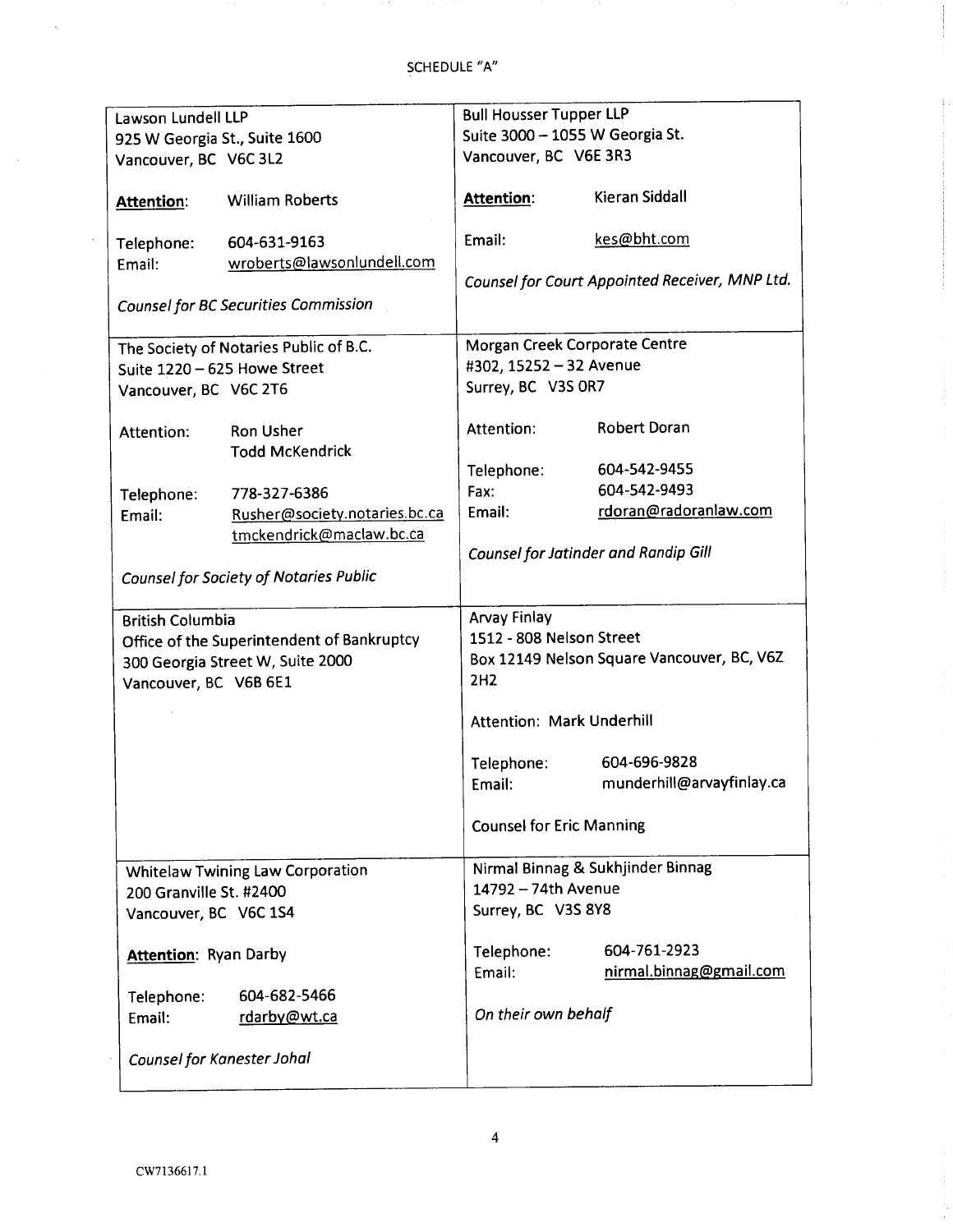SCHEDULE "A"

| | |
|---|---|
| Lawson Lundell LLP<br>925 W Georgia St., Suite 1600<br>Vancouver, BC V6C 3L2<br><br>**Attention**: William Roberts<br><br>Telephone: 604-631-9163<br>Email: wroberts@lawsonlundell.com<br><br>*Counsel for BC Securities Commission* | Bull Housser Tupper LLP<br>Suite 3000 – 1055 W Georgia St.<br>Vancouver, BC V6E 3R3<br><br>**Attention**: Kieran Siddall<br><br>Email: kes@bht.com<br><br>*Counsel for Court Appointed Receiver, MNP Ltd.* |
| The Society of Notaries Public of B.C.<br>Suite 1220 – 625 Howe Street<br>Vancouver, BC V6C 2T6<br><br>Attention: Ron Usher<br>Todd McKendrick<br><br>Telephone: 778-327-6386<br>Email: Rusher@society.notaries.bc.ca<br>tmckendrick@maclaw.bc.ca<br><br>*Counsel for Society of Notaries Public* | Morgan Creek Corporate Centre<br>#302, 15252 – 32 Avenue<br>Surrey, BC V3S 0R7<br><br>Attention: Robert Doran<br><br>Telephone: 604-542-9455<br>Fax: 604-542-9493<br>Email: rdoran@radoranlaw.com<br><br>*Counsel for Jatinder and Randip Gill* |
| British Columbia<br>Office of the Superintendent of Bankruptcy<br>300 Georgia Street W, Suite 2000<br>Vancouver, BC V6B 6E1 | Arvay Finlay<br>1512 - 808 Nelson Street<br>Box 12149 Nelson Square Vancouver, BC, V6Z 2H2<br><br>Attention: Mark Underhill<br><br>Telephone: 604-696-9828<br>Email: munderhill@arvayfinlay.ca<br><br>Counsel for Eric Manning |
| Whitelaw Twining Law Corporation<br>200 Granville St. #2400<br>Vancouver, BC V6C 1S4<br><br>**Attention**: Ryan Darby<br><br>Telephone: 604-682-5466<br>Email: rdarby@wt.ca<br><br>*Counsel for Kanester Johal* | Nirmal Binnag & Sukhjinder Binnag<br>14792 – 74th Avenue<br>Surrey, BC V3S 8Y8<br><br>Telephone: 604-761-2923<br>Email: nirmal.binnag@gmail.com<br><br>*On their own behalf* |

CW7136617.1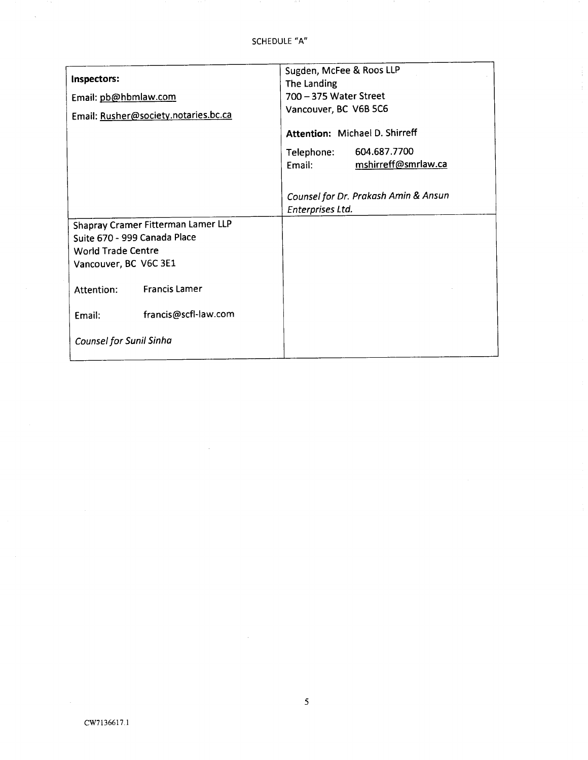SCHEDULE "A"

| | |
|---|---|
| **Inspectors:**<br>Email: pb@hbmlaw.com<br>Email: Rusher@society.notaries.bc.ca | Sugden, McFee & Roos LLP<br>The Landing<br>700 – 375 Water Street<br>Vancouver, BC V6B 5C6<br><br>**Attention:** Michael D. Shirreff<br><br>Telephone: 604.687.7700<br>Email: mshirreff@smrlaw.ca<br><br>*Counsel for Dr. Prakash Amin & Ansun Enterprises Ltd.* |
| Shapray Cramer Fitterman Lamer LLP<br>Suite 670 - 999 Canada Place<br>World Trade Centre<br>Vancouver, BC V6C 3E1<br><br>Attention: Francis Lamer<br><br>Email: francis@scfl-law.com<br><br>*Counsel for Sunil Sinha* | |

CW7136617.1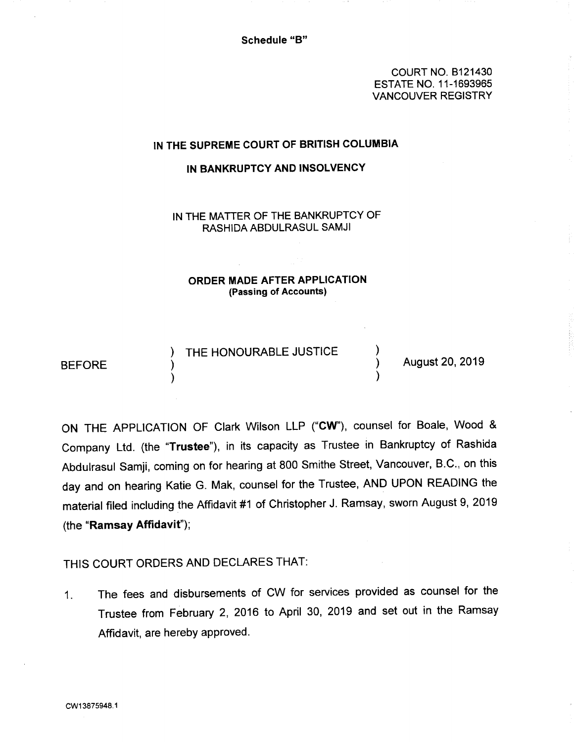**Schedule "B"**

COURT NO. B121430
ESTATE NO. 11-1693965
VANCOUVER REGISTRY

**IN THE SUPREME COURT OF BRITISH COLUMBIA**

**IN BANKRUPTCY AND INSOLVENCY**

IN THE MATTER OF THE BANKRUPTCY OF
RASHIDA ABDULRASUL SAMJI

**ORDER MADE AFTER APPLICATION**
**(Passing of Accounts)**

| | | |
|---|---|---|
| BEFORE | THE HONOURABLE JUSTICE | August 20, 2019 |

ON THE APPLICATION OF Clark Wilson LLP ("**CW**"), counsel for Boale, Wood & Company Ltd. (the "**Trustee**"), in its capacity as Trustee in Bankruptcy of Rashida Abdulrasul Samji, coming on for hearing at 800 Smithe Street, Vancouver, B.C., on this day and on hearing Katie G. Mak, counsel for the Trustee, AND UPON READING the material filed including the Affidavit #1 of Christopher J. Ramsay, sworn August 9, 2019 (the "**Ramsay Affidavit**");

THIS COURT ORDERS AND DECLARES THAT:

1. The fees and disbursements of CW for services provided as counsel for the Trustee from February 2, 2016 to April 30, 2019 and set out in the Ramsay Affidavit, are hereby approved.

CW13875948.1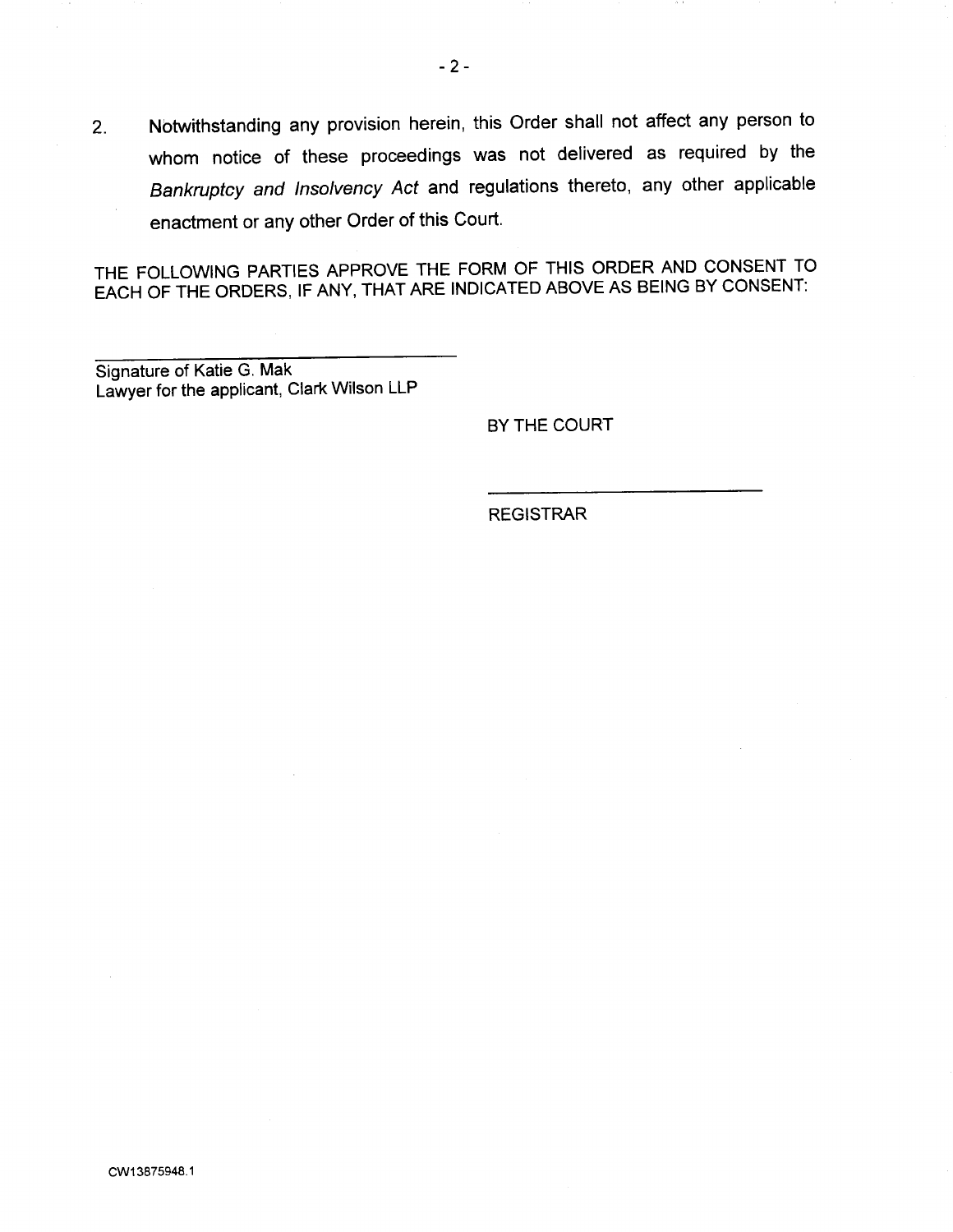2. Notwithstanding any provision herein, this Order shall not affect any person to whom notice of these proceedings was not delivered as required by the *Bankruptcy and Insolvency Act* and regulations thereto, any other applicable enactment or any other Order of this Court.

THE FOLLOWING PARTIES APPROVE THE FORM OF THIS ORDER AND CONSENT TO EACH OF THE ORDERS, IF ANY, THAT ARE INDICATED ABOVE AS BEING BY CONSENT:

\_\_\_\_\_\_\_\_\_\_\_\_\_\_\_\_\_\_\_\_\_\_\_\_\_\_\_\_\_\_\_\_\_\_\_\_

Signature of Katie G. Mak
Lawyer for the applicant, Clark Wilson LLP

BY THE COURT

\_\_\_\_\_\_\_\_\_\_\_\_\_\_\_\_\_\_\_\_\_\_\_\_\_\_\_\_\_\_

REGISTRAR

CW13875948.1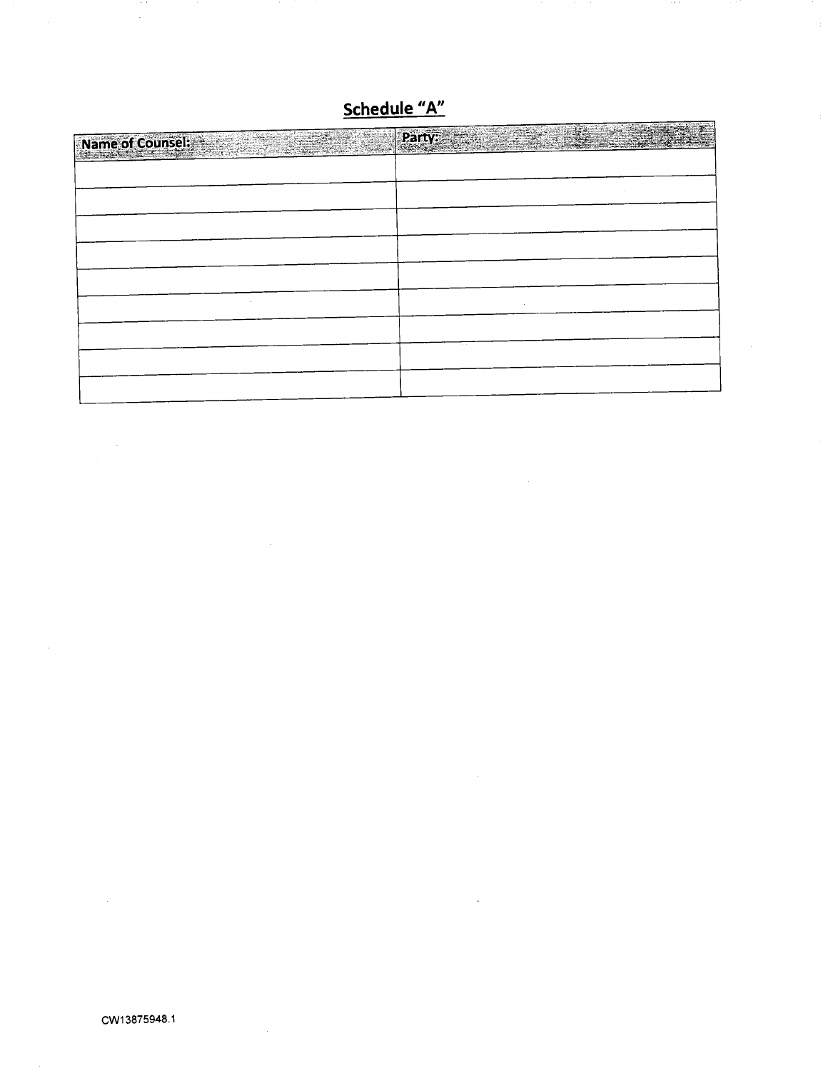## Schedule "A"

| Name of Counsel: | Party: |
| --- | --- |
| | |
| | |
| | |
| | |
| | |
| | |
| | |
| | |
| | |

CW13875948.1